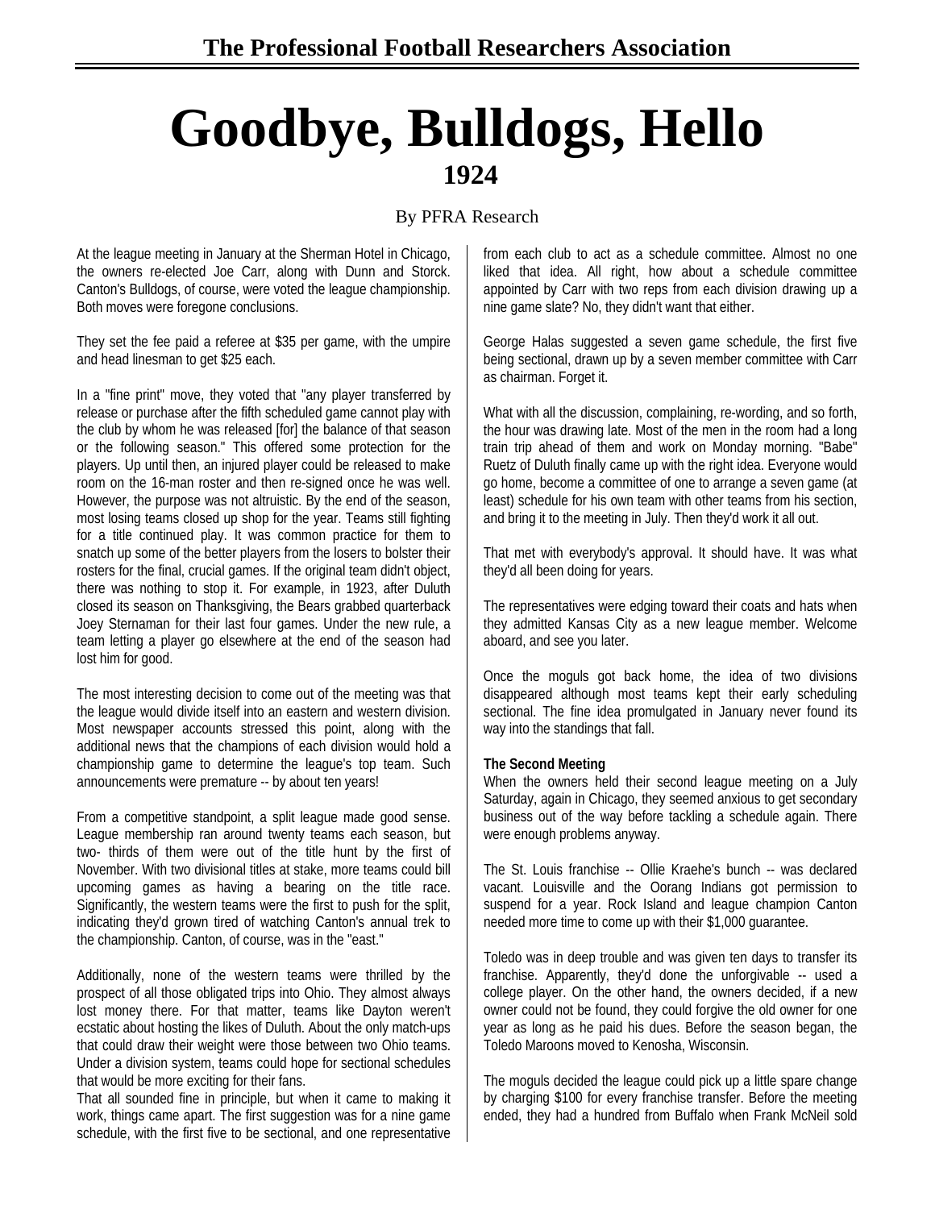# Goodbye, Bulldogs, Hello

## 1924

By PFRA Research

At the league meeting in January at the Sherman Hotel in Chicago, the owners re-elected Joe Carr, along with Dunn and Storck. Canton's Bulldogs, of course, were voted the league championship. Both moves were foregone conclusions.

They set the fee paid a referee at $35 per game, with the umpire and head linesman to get $25 each.

In a "fine print" move, they voted that "any player transferred by release or purchase after the fifth scheduled game cannot play with the club by whom he was released [for] the balance of that season or the following season." This offered some protection for the players. Up until then, an injured player could be released to make room on the 16-man roster and then re-signed once he was well. However, the purpose was not altruistic. By the end of the season, most losing teams closed up shop for the year. Teams still fighting for a title continued play. It was common practice for them to snatch up some of the better players from the losers to bolster their rosters for the final, crucial games. If the original team didn't object, there was nothing to stop it. For example, in 1923, after Duluth closed its season on Thanksgiving, the Bears grabbed quarterback Joey Sternaman for their last four games. Under the new rule, a team letting a player go elsewhere at the end of the season had lost him for good.

The most interesting decision to come out of the meeting was that the league would divide itself into an eastern and western division. Most newspaper accounts stressed this point, along with the additional news that the champions of each division would hold a championship game to determine the league's top team. Such announcements were premature -- by about ten years!

From a competitive standpoint, a split league made good sense. League membership ran around twenty teams each season, but two- thirds of them were out of the title hunt by the first of November. With two divisional titles at stake, more teams could bill upcoming games as having a bearing on the title race. Significantly, the western teams were the first to push for the split, indicating they'd grown tired of watching Canton's annual trek to the championship. Canton, of course, was in the "east."

Additionally, none of the western teams were thrilled by the prospect of all those obligated trips into Ohio. They almost always lost money there. For that matter, teams like Dayton weren't ecstatic about hosting the likes of Duluth. About the only match-ups that could draw their weight were those between two Ohio teams. Under a division system, teams could hope for sectional schedules that would be more exciting for their fans.

That all sounded fine in principle, but when it came to making it work, things came apart. The first suggestion was for a nine game schedule, with the first five to be sectional, and one representative from each club to act as a schedule committee. Almost no one liked that idea. All right, how about a schedule committee appointed by Carr with two reps from each division drawing up a nine game slate? No, they didn't want that either.

George Halas suggested a seven game schedule, the first five being sectional, drawn up by a seven member committee with Carr as chairman. Forget it.

What with all the discussion, complaining, re-wording, and so forth, the hour was drawing late. Most of the men in the room had a long train trip ahead of them and work on Monday morning. "Babe" Ruetz of Duluth finally came up with the right idea. Everyone would go home, become a committee of one to arrange a seven game (at least) schedule for his own team with other teams from his section, and bring it to the meeting in July. Then they'd work it all out.

That met with everybody's approval. It should have. It was what they'd all been doing for years.

The representatives were edging toward their coats and hats when they admitted Kansas City as a new league member. Welcome aboard, and see you later.

Once the moguls got back home, the idea of two divisions disappeared although most teams kept their early scheduling sectional. The fine idea promulgated in January never found its way into the standings that fall.

**The Second Meeting**

When the owners held their second league meeting on a July Saturday, again in Chicago, they seemed anxious to get secondary business out of the way before tackling a schedule again. There were enough problems anyway.

The St. Louis franchise -- Ollie Kraehe's bunch -- was declared vacant. Louisville and the Oorang Indians got permission to suspend for a year. Rock Island and league champion Canton needed more time to come up with their $1,000 guarantee.

Toledo was in deep trouble and was given ten days to transfer its franchise. Apparently, they'd done the unforgivable -- used a college player. On the other hand, the owners decided, if a new owner could not be found, they could forgive the old owner for one year as long as he paid his dues. Before the season began, the Toledo Maroons moved to Kenosha, Wisconsin.

The moguls decided the league could pick up a little spare change by charging $100 for every franchise transfer. Before the meeting ended, they had a hundred from Buffalo when Frank McNeil sold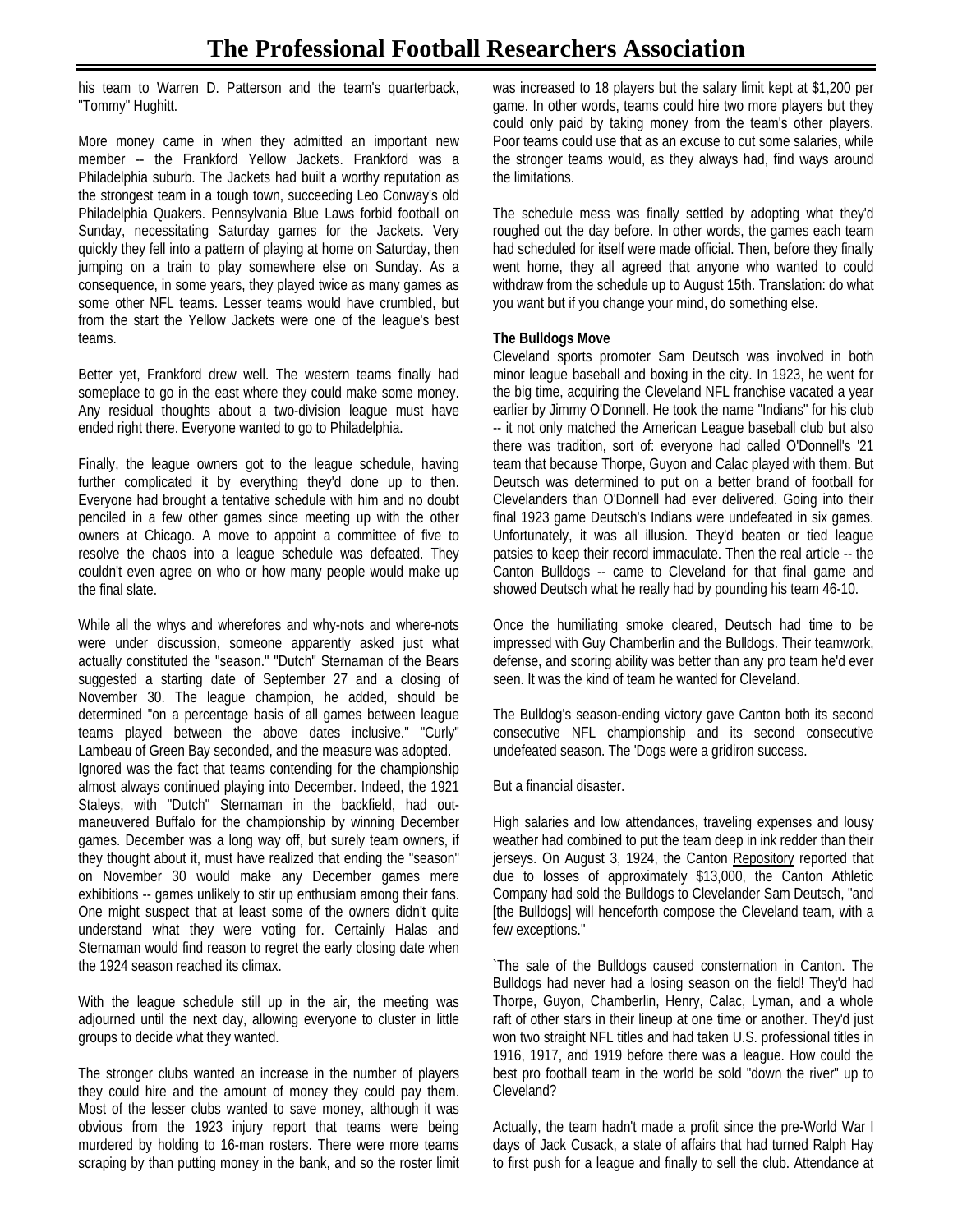his team to Warren D. Patterson and the team's quarterback, "Tommy" Hughitt.

More money came in when they admitted an important new member -- the Frankford Yellow Jackets. Frankford was a Philadelphia suburb. The Jackets had built a worthy reputation as the strongest team in a tough town, succeeding Leo Conway's old Philadelphia Quakers. Pennsylvania Blue Laws forbid football on Sunday, necessitating Saturday games for the Jackets. Very quickly they fell into a pattern of playing at home on Saturday, then jumping on a train to play somewhere else on Sunday. As a consequence, in some years, they played twice as many games as some other NFL teams. Lesser teams would have crumbled, but from the start the Yellow Jackets were one of the league's best teams.

Better yet, Frankford drew well. The western teams finally had someplace to go in the east where they could make some money. Any residual thoughts about a two-division league must have ended right there. Everyone wanted to go to Philadelphia.

Finally, the league owners got to the league schedule, having further complicated it by everything they'd done up to then. Everyone had brought a tentative schedule with him and no doubt penciled in a few other games since meeting up with the other owners at Chicago. A move to appoint a committee of five to resolve the chaos into a league schedule was defeated. They couldn't even agree on who or how many people would make up the final slate.

While all the whys and wherefores and why-nots and where-nots were under discussion, someone apparently asked just what actually constituted the "season." "Dutch" Sternaman of the Bears suggested a starting date of September 27 and a closing of November 30. The league champion, he added, should be determined "on a percentage basis of all games between league teams played between the above dates inclusive." "Curly" Lambeau of Green Bay seconded, and the measure was adopted.
Ignored was the fact that teams contending for the championship almost always continued playing into December. Indeed, the 1921 Staleys, with "Dutch" Sternaman in the backfield, had out-maneuvered Buffalo for the championship by winning December games. December was a long way off, but surely team owners, if they thought about it, must have realized that ending the "season" on November 30 would make any December games mere exhibitions -- games unlikely to stir up enthusiam among their fans. One might suspect that at least some of the owners didn't quite understand what they were voting for. Certainly Halas and Sternaman would find reason to regret the early closing date when the 1924 season reached its climax.

With the league schedule still up in the air, the meeting was adjourned until the next day, allowing everyone to cluster in little groups to decide what they wanted.

The stronger clubs wanted an increase in the number of players they could hire and the amount of money they could pay them. Most of the lesser clubs wanted to save money, although it was obvious from the 1923 injury report that teams were being murdered by holding to 16-man rosters. There were more teams scraping by than putting money in the bank, and so the roster limit was increased to 18 players but the salary limit kept at $1,200 per game. In other words, teams could hire two more players but they could only paid by taking money from the team's other players. Poor teams could use that as an excuse to cut some salaries, while the stronger teams would, as they always had, find ways around the limitations.

The schedule mess was finally settled by adopting what they'd roughed out the day before. In other words, the games each team had scheduled for itself were made official. Then, before they finally went home, they all agreed that anyone who wanted to could withdraw from the schedule up to August 15th. Translation: do what you want but if you change your mind, do something else.

**The Bulldogs Move**

Cleveland sports promoter Sam Deutsch was involved in both minor league baseball and boxing in the city. In 1923, he went for the big time, acquiring the Cleveland NFL franchise vacated a year earlier by Jimmy O'Donnell. He took the name "Indians" for his club -- it not only matched the American League baseball club but also there was tradition, sort of: everyone had called O'Donnell's '21 team that because Thorpe, Guyon and Calac played with them. But Deutsch was determined to put on a better brand of football for Clevelanders than O'Donnell had ever delivered. Going into their final 1923 game Deutsch's Indians were undefeated in six games. Unfortunately, it was all illusion. They'd beaten or tied league patsies to keep their record immaculate. Then the real article -- the Canton Bulldogs -- came to Cleveland for that final game and showed Deutsch what he really had by pounding his team 46-10.

Once the humiliating smoke cleared, Deutsch had time to be impressed with Guy Chamberlin and the Bulldogs. Their teamwork, defense, and scoring ability was better than any pro team he'd ever seen. It was the kind of team he wanted for Cleveland.

The Bulldog's season-ending victory gave Canton both its second consecutive NFL championship and its second consecutive undefeated season. The 'Dogs were a gridiron success.

But a financial disaster.

High salaries and low attendances, traveling expenses and lousy weather had combined to put the team deep in ink redder than their jerseys. On August 3, 1924, the Canton Repository reported that due to losses of approximately $13,000, the Canton Athletic Company had sold the Bulldogs to Clevelander Sam Deutsch, "and [the Bulldogs] will henceforth compose the Cleveland team, with a few exceptions."

`The sale of the Bulldogs caused consternation in Canton. The Bulldogs had never had a losing season on the field! They'd had Thorpe, Guyon, Chamberlin, Henry, Calac, Lyman, and a whole raft of other stars in their lineup at one time or another. They'd just won two straight NFL titles and had taken U.S. professional titles in 1916, 1917, and 1919 before there was a league. How could the best pro football team in the world be sold "down the river" up to Cleveland?

Actually, the team hadn't made a profit since the pre-World War I days of Jack Cusack, a state of affairs that had turned Ralph Hay to first push for a league and finally to sell the club. Attendance at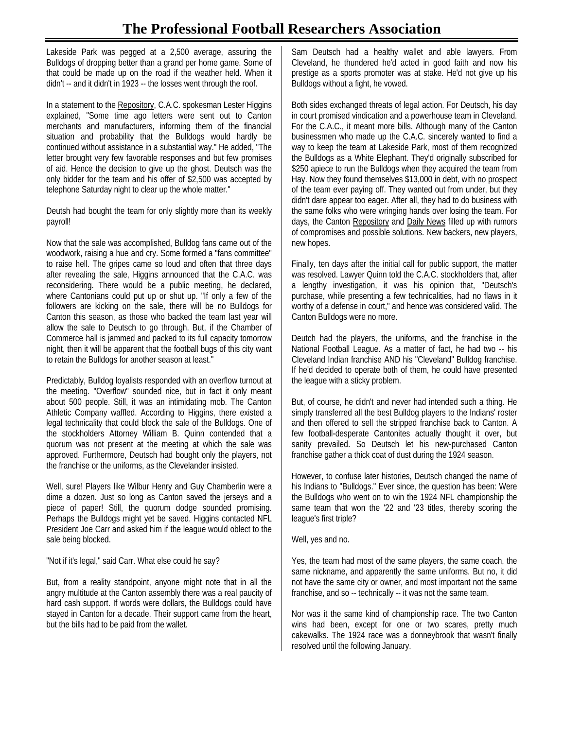Lakeside Park was pegged at a 2,500 average, assuring the Bulldogs of dropping better than a grand per home game. Some of that could be made up on the road if the weather held. When it didn't -- and it didn't in 1923 -- the losses went through the roof.

In a statement to the Repository, C.A.C. spokesman Lester Higgins explained, "Some time ago letters were sent out to Canton merchants and manufacturers, informing them of the financial situation and probability that the Bulldogs would hardly be continued without assistance in a substantial way." He added, "The letter brought very few favorable responses and but few promises of aid. Hence the decision to give up the ghost. Deutsch was the only bidder for the team and his offer of $2,500 was accepted by telephone Saturday night to clear up the whole matter."

Deutsh had bought the team for only slightly more than its weekly payroll!

Now that the sale was accomplished, Bulldog fans came out of the woodwork, raising a hue and cry. Some formed a "fans committee" to raise hell. The gripes came so loud and often that three days after revealing the sale, Higgins announced that the C.A.C. was reconsidering. There would be a public meeting, he declared, where Cantonians could put up or shut up. "If only a few of the followers are kicking on the sale, there will be no Bulldogs for Canton this season, as those who backed the team last year will allow the sale to Deutsch to go through. But, if the Chamber of Commerce hall is jammed and packed to its full capacity tomorrow night, then it will be apparent that the football bugs of this city want to retain the Bulldogs for another season at least."

Predictably, Bulldog loyalists responded with an overflow turnout at the meeting. "Overflow" sounded nice, but in fact it only meant about 500 people. Still, it was an intimidating mob. The Canton Athletic Company waffled. According to Higgins, there existed a legal technicality that could block the sale of the Bulldogs. One of the stockholders Attorney William B. Quinn contended that a quorum was not present at the meeting at which the sale was approved. Furthermore, Deutsch had bought only the players, not the franchise or the uniforms, as the Clevelander insisted.

Well, sure! Players like Wilbur Henry and Guy Chamberlin were a dime a dozen. Just so long as Canton saved the jerseys and a piece of paper! Still, the quorum dodge sounded promising. Perhaps the Bulldogs might yet be saved. Higgins contacted NFL President Joe Carr and asked him if the league would oblect to the sale being blocked.

"Not if it's legal," said Carr. What else could he say?

But, from a reality standpoint, anyone might note that in all the angry multitude at the Canton assembly there was a real paucity of hard cash support. If words were dollars, the Bulldogs could have stayed in Canton for a decade. Their support came from the heart, but the bills had to be paid from the wallet.

Sam Deutsch had a healthy wallet and able lawyers. From Cleveland, he thundered he'd acted in good faith and now his prestige as a sports promoter was at stake. He'd not give up his Bulldogs without a fight, he vowed.

Both sides exchanged threats of legal action. For Deutsch, his day in court promised vindication and a powerhouse team in Cleveland. For the C.A.C., it meant more bills. Although many of the Canton businessmen who made up the C.A.C. sincerely wanted to find a way to keep the team at Lakeside Park, most of them recognized the Bulldogs as a White Elephant. They'd originally subscribed for $250 apiece to run the Bulldogs when they acquired the team from Hay. Now they found themselves $13,000 in debt, with no prospect of the team ever paying off. They wanted out from under, but they didn't dare appear too eager. After all, they had to do business with the same folks who were wringing hands over losing the team. For days, the Canton Repository and Daily News filled up with rumors of compromises and possible solutions. New backers, new players, new hopes.

Finally, ten days after the initial call for public support, the matter was resolved. Lawyer Quinn told the C.A.C. stockholders that, after a lengthy investigation, it was his opinion that, "Deutsch's purchase, while presenting a few technicalities, had no flaws in it worthy of a defense in court," and hence was considered valid. The Canton Bulldogs were no more.

Deutch had the players, the uniforms, and the franchise in the National Football League. As a matter of fact, he had two -- his Cleveland Indian franchise AND his "Cleveland" Bulldog franchise. If he'd decided to operate both of them, he could have presented the league with a sticky problem.

But, of course, he didn't and never had intended such a thing. He simply transferred all the best Bulldog players to the Indians' roster and then offered to sell the stripped franchise back to Canton. A few football-desperate Cantonites actually thought it over, but sanity prevailed. So Deutsch let his new-purchased Canton franchise gather a thick coat of dust during the 1924 season.

However, to confuse later histories, Deutsch changed the name of his Indians to "Bulldogs." Ever since, the question has been: Were the Bulldogs who went on to win the 1924 NFL championship the same team that won the '22 and '23 titles, thereby scoring the league's first triple?

Well, yes and no.

Yes, the team had most of the same players, the same coach, the same nickname, and apparently the same uniforms. But no, it did not have the same city or owner, and most important not the same franchise, and so -- technically -- it was not the same team.

Nor was it the same kind of championship race. The two Canton wins had been, except for one or two scares, pretty much cakewalks. The 1924 race was a donneybrook that wasn't finally resolved until the following January.